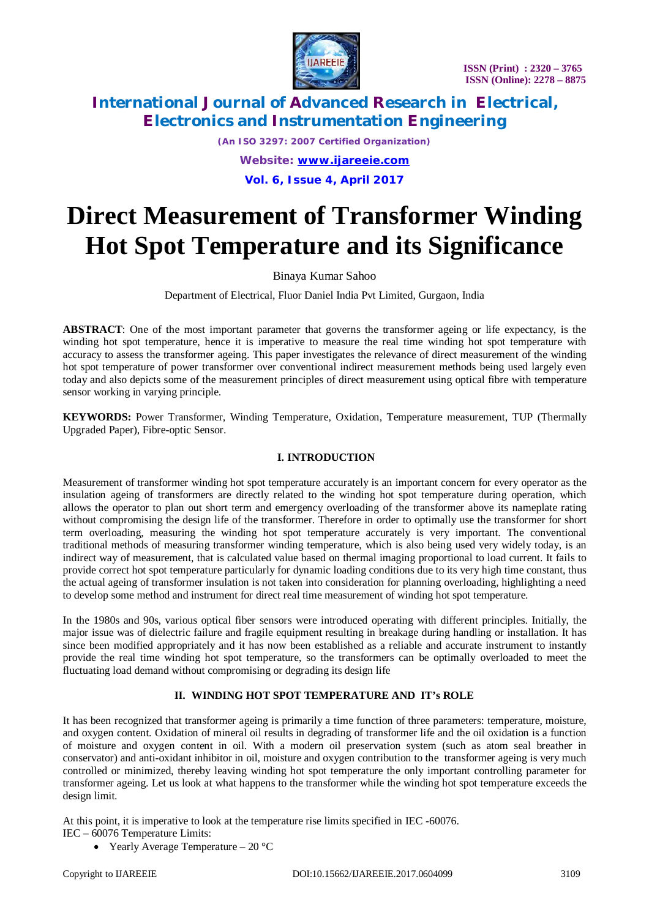# Direct Measurement of Transformer Winding Hot Spot Temperature and its Significance

Binaya Kumar Sahoo

Department of Electrical, Fluor Daniel India Pvt Limited, Gurgaon, India

**ABSTRACT**: One of the most important parameter that governs the transformer ageing or life expectancy, is the winding hot spot temperature, hence it is imperative to measure the real time winding hot spot temperature with accuracy to assess the transformer ageing. This paper investigates the relevance of direct measurement of the winding hot spot temperature of power transformer over conventional indirect measurement methods being used largely even today and also depicts some of the measurement principles of direct measurement using optical fibre with temperature sensor working in varying principle.

**KEYWORDS:** Power Transformer, Winding Temperature, Oxidation, Temperature measurement, TUP (Thermally Upgraded Paper), Fibre-optic Sensor.

## I. INTRODUCTION

Measurement of transformer winding hot spot temperature accurately is an important concern for every operator as the insulation ageing of transformers are directly related to the winding hot spot temperature during operation, which allows the operator to plan out short term and emergency overloading of the transformer above its nameplate rating without compromising the design life of the transformer. Therefore in order to optimally use the transformer for short term overloading, measuring the winding hot spot temperature accurately is very important. The conventional traditional methods of measuring transformer winding temperature, which is also being used very widely today, is an indirect way of measurement, that is calculated value based on thermal imaging proportional to load current. It fails to provide correct hot spot temperature particularly for dynamic loading conditions due to its very high time constant, thus the actual ageing of transformer insulation is not taken into consideration for planning overloading, highlighting a need to develop some method and instrument for direct real time measurement of winding hot spot temperature.

In the 1980s and 90s, various optical fiber sensors were introduced operating with different principles. Initially, the major issue was of dielectric failure and fragile equipment resulting in breakage during handling or installation. It has since been modified appropriately and it has now been established as a reliable and accurate instrument to instantly provide the real time winding hot spot temperature, so the transformers can be optimally overloaded to meet the fluctuating load demand without compromising or degrading its design life

## II. WINDING HOT SPOT TEMPERATURE AND IT's ROLE

It has been recognized that transformer ageing is primarily a time function of three parameters: temperature, moisture, and oxygen content. Oxidation of mineral oil results in degrading of transformer life and the oil oxidation is a function of moisture and oxygen content in oil. With a modern oil preservation system (such as atom seal breather in conservator) and anti-oxidant inhibitor in oil, moisture and oxygen contribution to the transformer ageing is very much controlled or minimized, thereby leaving winding hot spot temperature the only important controlling parameter for transformer ageing. Let us look at what happens to the transformer while the winding hot spot temperature exceeds the design limit.

At this point, it is imperative to look at the temperature rise limits specified in IEC -60076.

IEC – 60076 Temperature Limits:

- Yearly Average Temperature – 20 °C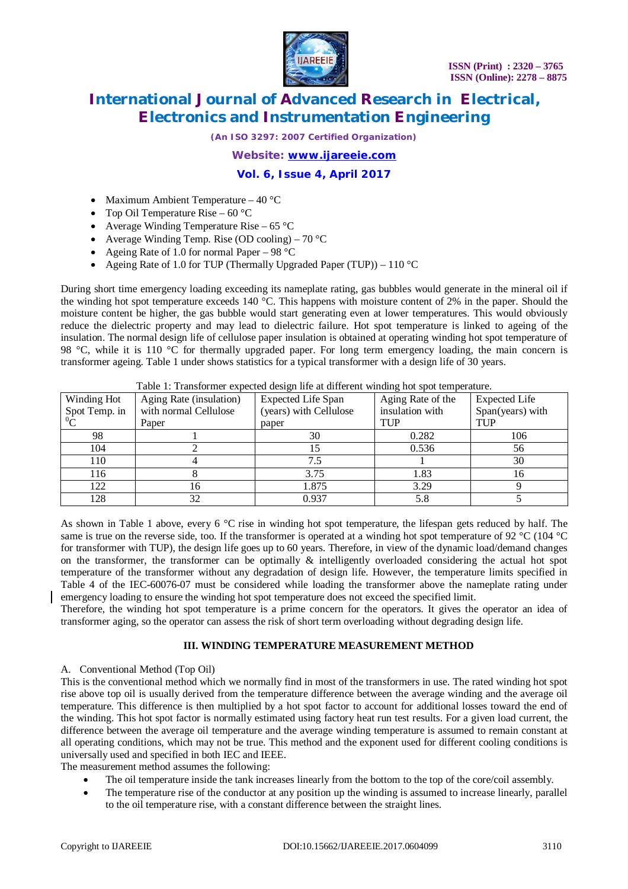- Maximum Ambient Temperature – 40 °C
- Top Oil Temperature Rise – 60 °C
- Average Winding Temperature Rise – 65 °C
- Average Winding Temp. Rise (OD cooling) – 70 °C
- Ageing Rate of 1.0 for normal Paper – 98 °C
- Ageing Rate of 1.0 for TUP (Thermally Upgraded Paper (TUP)) – 110 °C

During short time emergency loading exceeding its nameplate rating, gas bubbles would generate in the mineral oil if the winding hot spot temperature exceeds 140 °C. This happens with moisture content of 2% in the paper. Should the moisture content be higher, the gas bubble would start generating even at lower temperatures. This would obviously reduce the dielectric property and may lead to dielectric failure. Hot spot temperature is linked to ageing of the insulation. The normal design life of cellulose paper insulation is obtained at operating winding hot spot temperature of 98 °C, while it is 110 °C for thermally upgraded paper. For long term emergency loading, the main concern is transformer ageing. Table 1 under shows statistics for a typical transformer with a design life of 30 years.

Table 1: Transformer expected design life at different winding hot spot temperature.

| Winding Hot Spot Temp. in $^0$C | Aging Rate (insulation) with normal Cellulose Paper | Expected Life Span (years) with Cellulose paper | Aging Rate of the insulation with TUP | Expected Life Span(years) with TUP |
|---|---|---|---|---|
| 98 | 1 | 30 | 0.282 | 106 |
| 104 | 2 | 15 | 0.536 | 56 |
| 110 | 4 | 7.5 | 1 | 30 |
| 116 | 8 | 3.75 | 1.83 | 16 |
| 122 | 16 | 1.875 | 3.29 | 9 |
| 128 | 32 | 0.937 | 5.8 | 5 |

As shown in Table 1 above, every 6 °C rise in winding hot spot temperature, the lifespan gets reduced by half. The same is true on the reverse side, too. If the transformer is operated at a winding hot spot temperature of 92 °C (104 °C for transformer with TUP), the design life goes up to 60 years. Therefore, in view of the dynamic load/demand changes on the transformer, the transformer can be optimally & intelligently overloaded considering the actual hot spot temperature of the transformer without any degradation of design life. However, the temperature limits specified in Table 4 of the IEC-60076-07 must be considered while loading the transformer above the nameplate rating under emergency loading to ensure the winding hot spot temperature does not exceed the specified limit.

Therefore, the winding hot spot temperature is a prime concern for the operators. It gives the operator an idea of transformer aging, so the operator can assess the risk of short term overloading without degrading design life.

## III. WINDING TEMPERATURE MEASUREMENT METHOD

### A. Conventional Method (Top Oil)

This is the conventional method which we normally find in most of the transformers in use. The rated winding hot spot rise above top oil is usually derived from the temperature difference between the average winding and the average oil temperature. This difference is then multiplied by a hot spot factor to account for additional losses toward the end of the winding. This hot spot factor is normally estimated using factory heat run test results. For a given load current, the difference between the average oil temperature and the average winding temperature is assumed to remain constant at all operating conditions, which may not be true. This method and the exponent used for different cooling conditions is universally used and specified in both IEC and IEEE.

The measurement method assumes the following:

- The oil temperature inside the tank increases linearly from the bottom to the top of the core/coil assembly.
- The temperature rise of the conductor at any position up the winding is assumed to increase linearly, parallel to the oil temperature rise, with a constant difference between the straight lines.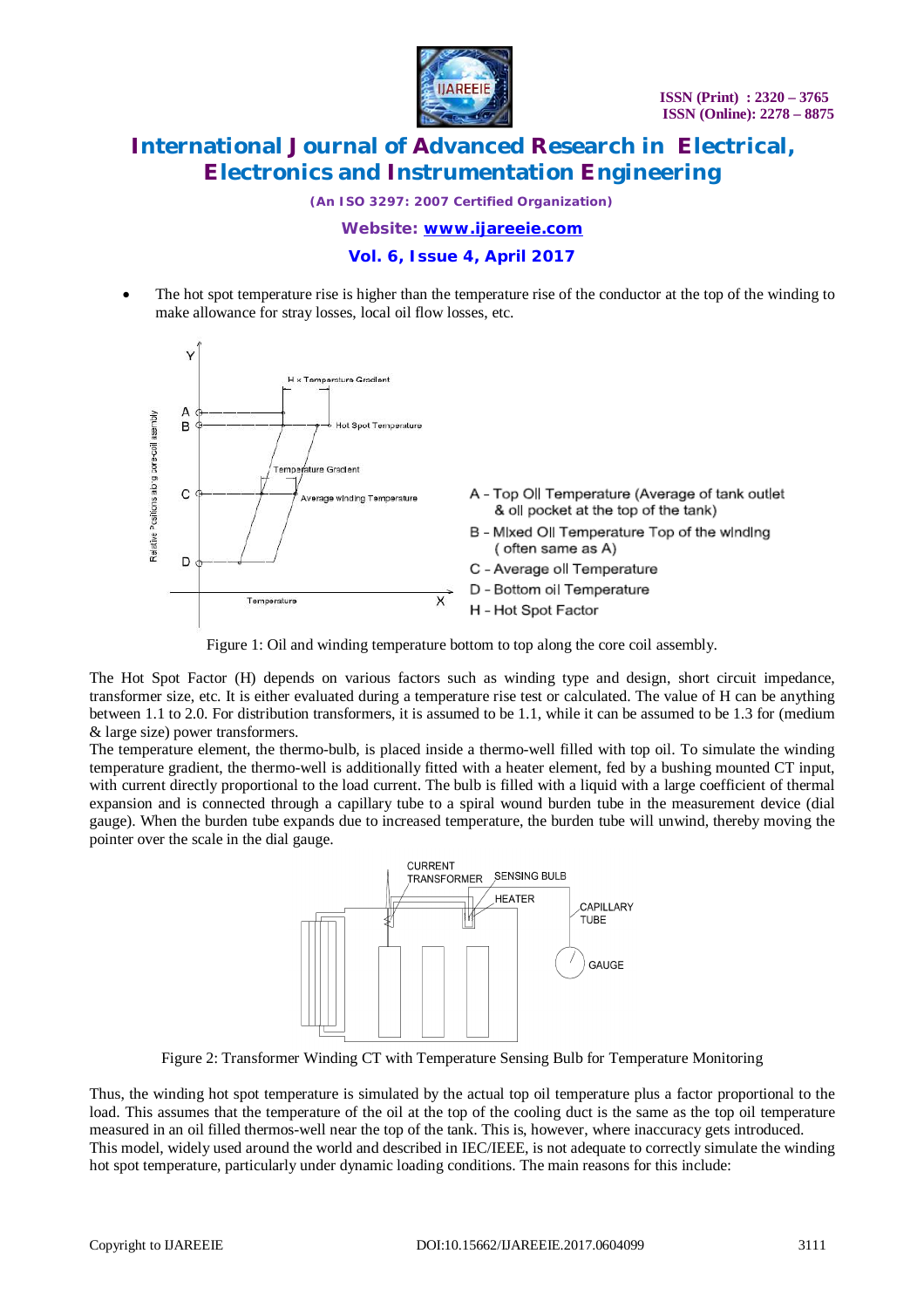- The hot spot temperature rise is higher than the temperature rise of the conductor at the top of the winding to make allowance for stray losses, local oil flow losses, etc.

A - Top Oil Temperature (Average of tank outlet & oil pocket at the top of the tank)
B - Mixed Oil Temperature Top of the winding (often same as A)
C - Average oil Temperature
D - Bottom oil Temperature
H - Hot Spot Factor

Figure 1: Oil and winding temperature bottom to top along the core coil assembly.

The Hot Spot Factor (H) depends on various factors such as winding type and design, short circuit impedance, transformer size, etc. It is either evaluated during a temperature rise test or calculated. The value of H can be anything between 1.1 to 2.0. For distribution transformers, it is assumed to be 1.1, while it can be assumed to be 1.3 for (medium & large size) power transformers.

The temperature element, the thermo-bulb, is placed inside a thermo-well filled with top oil. To simulate the winding temperature gradient, the thermo-well is additionally fitted with a heater element, fed by a bushing mounted CT input, with current directly proportional to the load current. The bulb is filled with a liquid with a large coefficient of thermal expansion and is connected through a capillary tube to a spiral wound burden tube in the measurement device (dial gauge). When the burden tube expands due to increased temperature, the burden tube will unwind, thereby moving the pointer over the scale in the dial gauge.

Figure 2: Transformer Winding CT with Temperature Sensing Bulb for Temperature Monitoring

Thus, the winding hot spot temperature is simulated by the actual top oil temperature plus a factor proportional to the load. This assumes that the temperature of the oil at the top of the cooling duct is the same as the top oil temperature measured in an oil filled thermos-well near the top of the tank. This is, however, where inaccuracy gets introduced.

This model, widely used around the world and described in IEC/IEEE, is not adequate to correctly simulate the winding hot spot temperature, particularly under dynamic loading conditions. The main reasons for this include: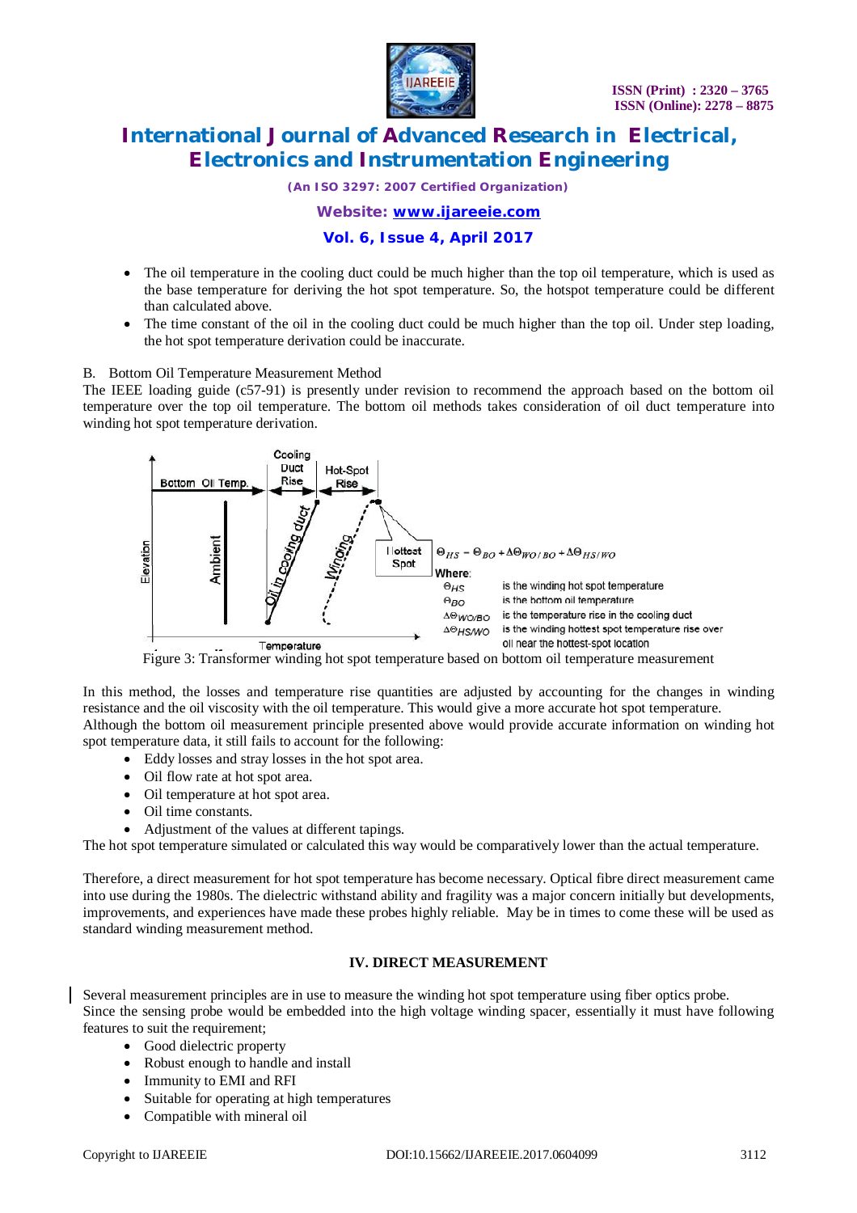- The oil temperature in the cooling duct could be much higher than the top oil temperature, which is used as the base temperature for deriving the hot spot temperature. So, the hotspot temperature could be different than calculated above.
- The time constant of the oil in the cooling duct could be much higher than the top oil. Under step loading, the hot spot temperature derivation could be inaccurate.

B. Bottom Oil Temperature Measurement Method

The IEEE loading guide (c57-91) is presently under revision to recommend the approach based on the bottom oil temperature over the top oil temperature. The bottom oil methods takes consideration of oil duct temperature into winding hot spot temperature derivation.

$$\Theta_{HS} = \Theta_{BO} + \Delta\Theta_{WO/BO} + \Delta\Theta_{HS/WO}$$

Where:

$\Theta_{HS}$ is the winding hot spot temperature

$\Theta_{BO}$ is the bottom oil temperature

$\Delta\Theta_{WO/BO}$ is the temperature rise in the cooling duct

$\Delta\Theta_{HS/WO}$ is the winding hottest spot temperature rise over oil near the hottest-spot location

Figure 3: Transformer winding hot spot temperature based on bottom oil temperature measurement

In this method, the losses and temperature rise quantities are adjusted by accounting for the changes in winding resistance and the oil viscosity with the oil temperature. This would give a more accurate hot spot temperature.
Although the bottom oil measurement principle presented above would provide accurate information on winding hot spot temperature data, it still fails to account for the following:

- Eddy losses and stray losses in the hot spot area.
- Oil flow rate at hot spot area.
- Oil temperature at hot spot area.
- Oil time constants.
- Adjustment of the values at different tapings.

The hot spot temperature simulated or calculated this way would be comparatively lower than the actual temperature.

Therefore, a direct measurement for hot spot temperature has become necessary. Optical fibre direct measurement came into use during the 1980s. The dielectric withstand ability and fragility was a major concern initially but developments, improvements, and experiences have made these probes highly reliable. May be in times to come these will be used as standard winding measurement method.

## IV. DIRECT MEASUREMENT

Several measurement principles are in use to measure the winding hot spot temperature using fiber optics probe.
Since the sensing probe would be embedded into the high voltage winding spacer, essentially it must have following features to suit the requirement;

- Good dielectric property
- Robust enough to handle and install
- Immunity to EMI and RFI
- Suitable for operating at high temperatures
- Compatible with mineral oil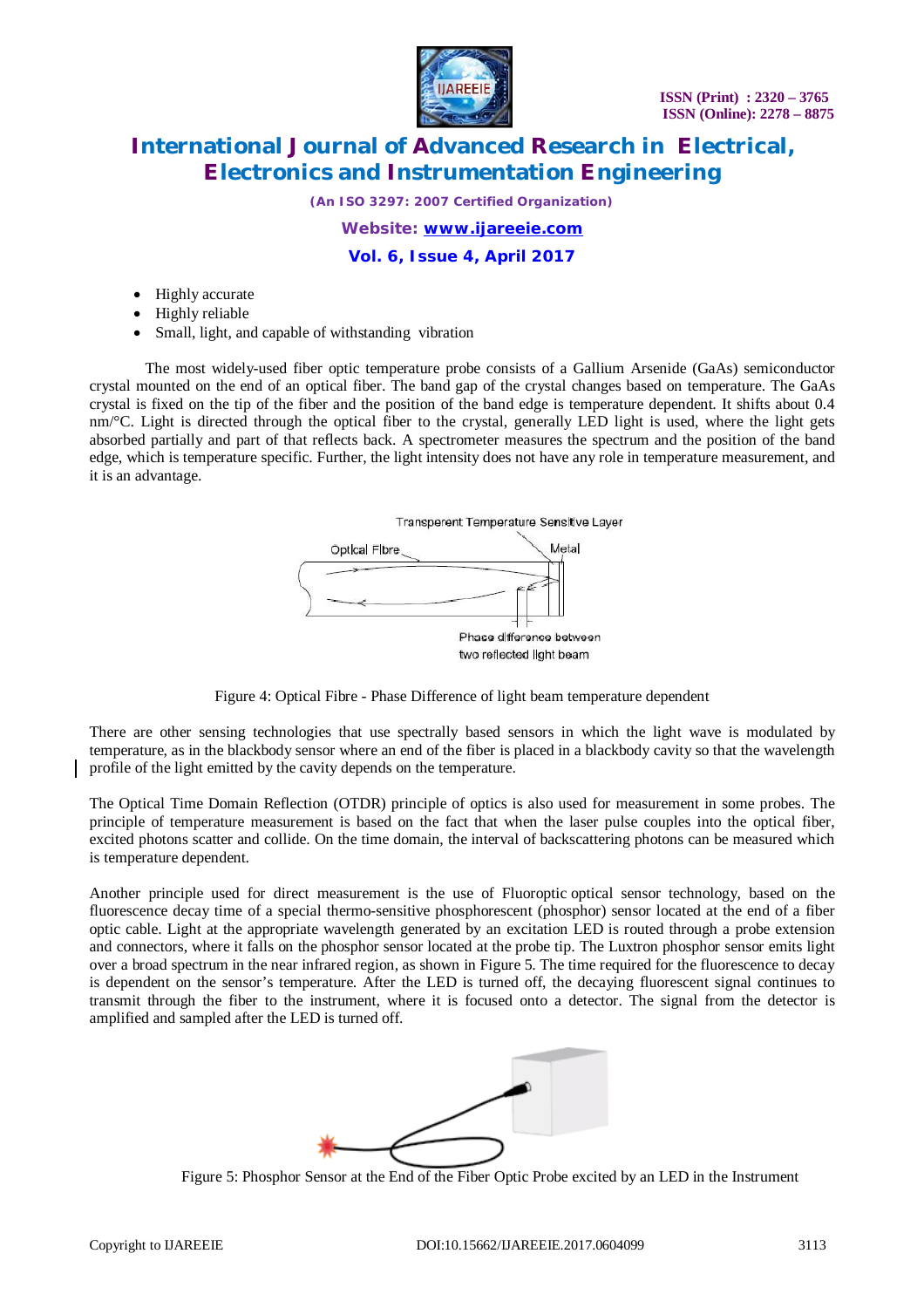- Highly accurate
- Highly reliable
- Small, light, and capable of withstanding vibration

The most widely-used fiber optic temperature probe consists of a Gallium Arsenide (GaAs) semiconductor crystal mounted on the end of an optical fiber. The band gap of the crystal changes based on temperature. The GaAs crystal is fixed on the tip of the fiber and the position of the band edge is temperature dependent. It shifts about 0.4 nm/°C. Light is directed through the optical fiber to the crystal, generally LED light is used, where the light gets absorbed partially and part of that reflects back. A spectrometer measures the spectrum and the position of the band edge, which is temperature specific. Further, the light intensity does not have any role in temperature measurement, and it is an advantage.

Figure 4: Optical Fibre - Phase Difference of light beam temperature dependent

There are other sensing technologies that use spectrally based sensors in which the light wave is modulated by temperature, as in the blackbody sensor where an end of the fiber is placed in a blackbody cavity so that the wavelength profile of the light emitted by the cavity depends on the temperature.

The Optical Time Domain Reflection (OTDR) principle of optics is also used for measurement in some probes. The principle of temperature measurement is based on the fact that when the laser pulse couples into the optical fiber, excited photons scatter and collide. On the time domain, the interval of backscattering photons can be measured which is temperature dependent.

Another principle used for direct measurement is the use of Fluoroptic optical sensor technology, based on the fluorescence decay time of a special thermo-sensitive phosphorescent (phosphor) sensor located at the end of a fiber optic cable. Light at the appropriate wavelength generated by an excitation LED is routed through a probe extension and connectors, where it falls on the phosphor sensor located at the probe tip. The Luxtron phosphor sensor emits light over a broad spectrum in the near infrared region, as shown in Figure 5. The time required for the fluorescence to decay is dependent on the sensor's temperature. After the LED is turned off, the decaying fluorescent signal continues to transmit through the fiber to the instrument, where it is focused onto a detector. The signal from the detector is amplified and sampled after the LED is turned off.

Figure 5: Phosphor Sensor at the End of the Fiber Optic Probe excited by an LED in the Instrument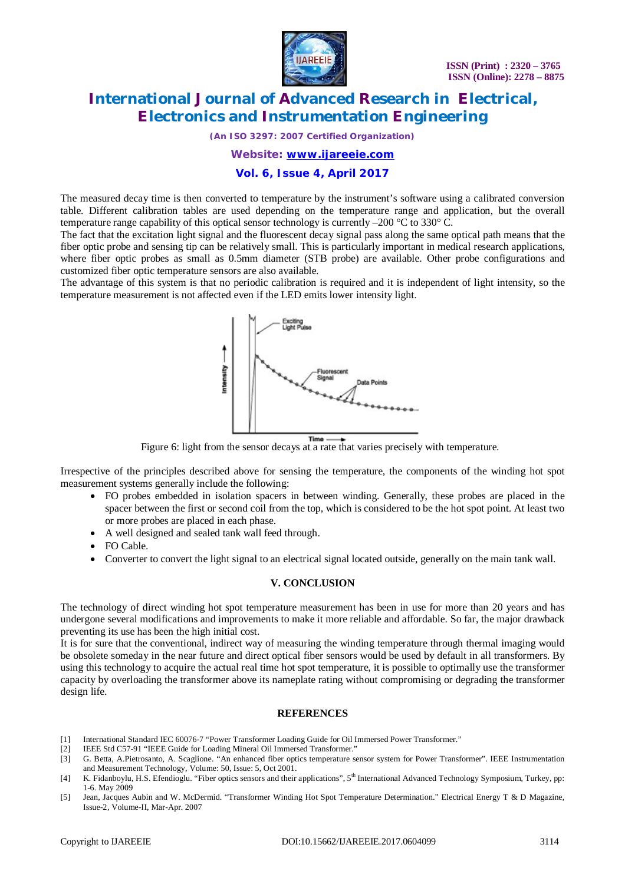The measured decay time is then converted to temperature by the instrument's software using a calibrated conversion table. Different calibration tables are used depending on the temperature range and application, but the overall temperature range capability of this optical sensor technology is currently –200 °C to 330° C.

The fact that the excitation light signal and the fluorescent decay signal pass along the same optical path means that the fiber optic probe and sensing tip can be relatively small. This is particularly important in medical research applications, where fiber optic probes as small as 0.5mm diameter (STB probe) are available. Other probe configurations and customized fiber optic temperature sensors are also available.

The advantage of this system is that no periodic calibration is required and it is independent of light intensity, so the temperature measurement is not affected even if the LED emits lower intensity light.

Figure 6: light from the sensor decays at a rate that varies precisely with temperature.

Irrespective of the principles described above for sensing the temperature, the components of the winding hot spot measurement systems generally include the following:

- FO probes embedded in isolation spacers in between winding. Generally, these probes are placed in the spacer between the first or second coil from the top, which is considered to be the hot spot point. At least two or more probes are placed in each phase.
- A well designed and sealed tank wall feed through.
- FO Cable.
- Converter to convert the light signal to an electrical signal located outside, generally on the main tank wall.

## V. CONCLUSION

The technology of direct winding hot spot temperature measurement has been in use for more than 20 years and has undergone several modifications and improvements to make it more reliable and affordable. So far, the major drawback preventing its use has been the high initial cost.

It is for sure that the conventional, indirect way of measuring the winding temperature through thermal imaging would be obsolete someday in the near future and direct optical fiber sensors would be used by default in all transformers. By using this technology to acquire the actual real time hot spot temperature, it is possible to optimally use the transformer capacity by overloading the transformer above its nameplate rating without compromising or degrading the transformer design life.

## REFERENCES

[1] International Standard IEC 60076-7 "Power Transformer Loading Guide for Oil Immersed Power Transformer."

[2] IEEE Std C57-91 "IEEE Guide for Loading Mineral Oil Immersed Transformer."

[3] G. Betta, A.Pietrosanto, A. Scaglione. "An enhanced fiber optics temperature sensor system for Power Transformer". IEEE Instrumentation and Measurement Technology, Volume: 50, Issue: 5, Oct 2001.

[4] K. Fidanboylu, H.S. Efendioglu. "Fiber optics sensors and their applications", 5th International Advanced Technology Symposium, Turkey, pp: 1-6. May 2009

[5] Jean, Jacques Aubin and W. McDermid. "Transformer Winding Hot Spot Temperature Determination." Electrical Energy T & D Magazine, Issue-2, Volume-II, Mar-Apr. 2007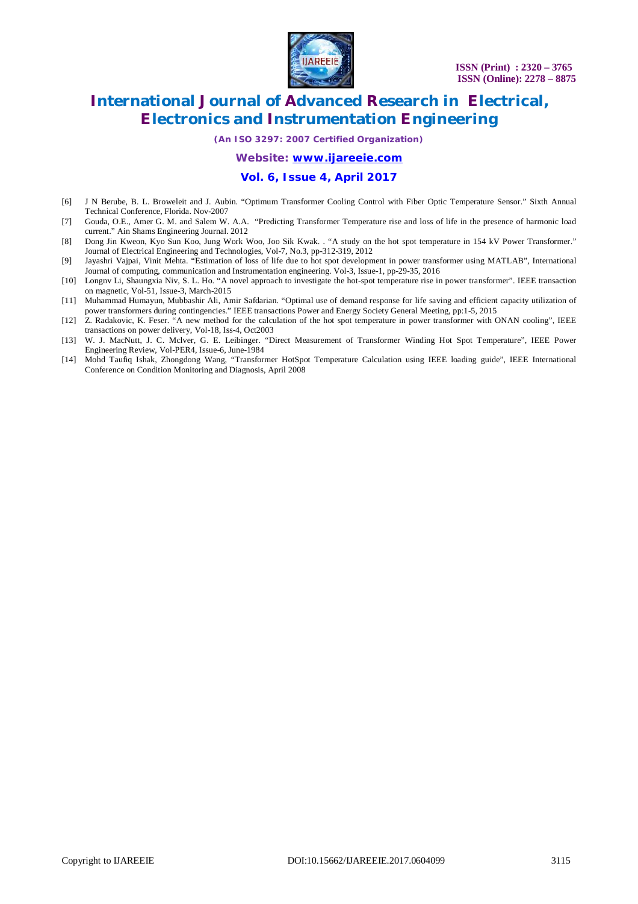[6] J N Berube, B. L. Broweleit and J. Aubin. "Optimum Transformer Cooling Control with Fiber Optic Temperature Sensor." Sixth Annual Technical Conference, Florida. Nov-2007

[7] Gouda, O.E., Amer G. M. and Salem W. A.A. "Predicting Transformer Temperature rise and loss of life in the presence of harmonic load current." Ain Shams Engineering Journal. 2012

[8] Dong Jin Kweon, Kyo Sun Koo, Jung Work Woo, Joo Sik Kwak. . "A study on the hot spot temperature in 154 kV Power Transformer." Journal of Electrical Engineering and Technologies, Vol-7, No.3, pp-312-319, 2012

[9] Jayashri Vajpai, Vinit Mehta. "Estimation of loss of life due to hot spot development in power transformer using MATLAB", International Journal of computing, communication and Instrumentation engineering. Vol-3, Issue-1, pp-29-35, 2016

[10] Longnv Li, Shaungxia Niv, S. L. Ho. "A novel approach to investigate the hot-spot temperature rise in power transformer". IEEE transaction on magnetic, Vol-51, Issue-3, March-2015

[11] Muhammad Humayun, Mubbashir Ali, Amir Safdarian. "Optimal use of demand response for life saving and efficient capacity utilization of power transformers during contingencies." IEEE transactions Power and Energy Society General Meeting, pp:1-5, 2015

[12] Z. Radakovic, K. Feser. "A new method for the calculation of the hot spot temperature in power transformer with ONAN cooling", IEEE transactions on power delivery, Vol-18, Iss-4, Oct2003

[13] W. J. MacNutt, J. C. Mclver, G. E. Leibinger. "Direct Measurement of Transformer Winding Hot Spot Temperature", IEEE Power Engineering Review, Vol-PER4, Issue-6, June-1984

[14] Mohd Taufiq Ishak, Zhongdong Wang, "Transformer HotSpot Temperature Calculation using IEEE loading guide", IEEE International Conference on Condition Monitoring and Diagnosis, April 2008